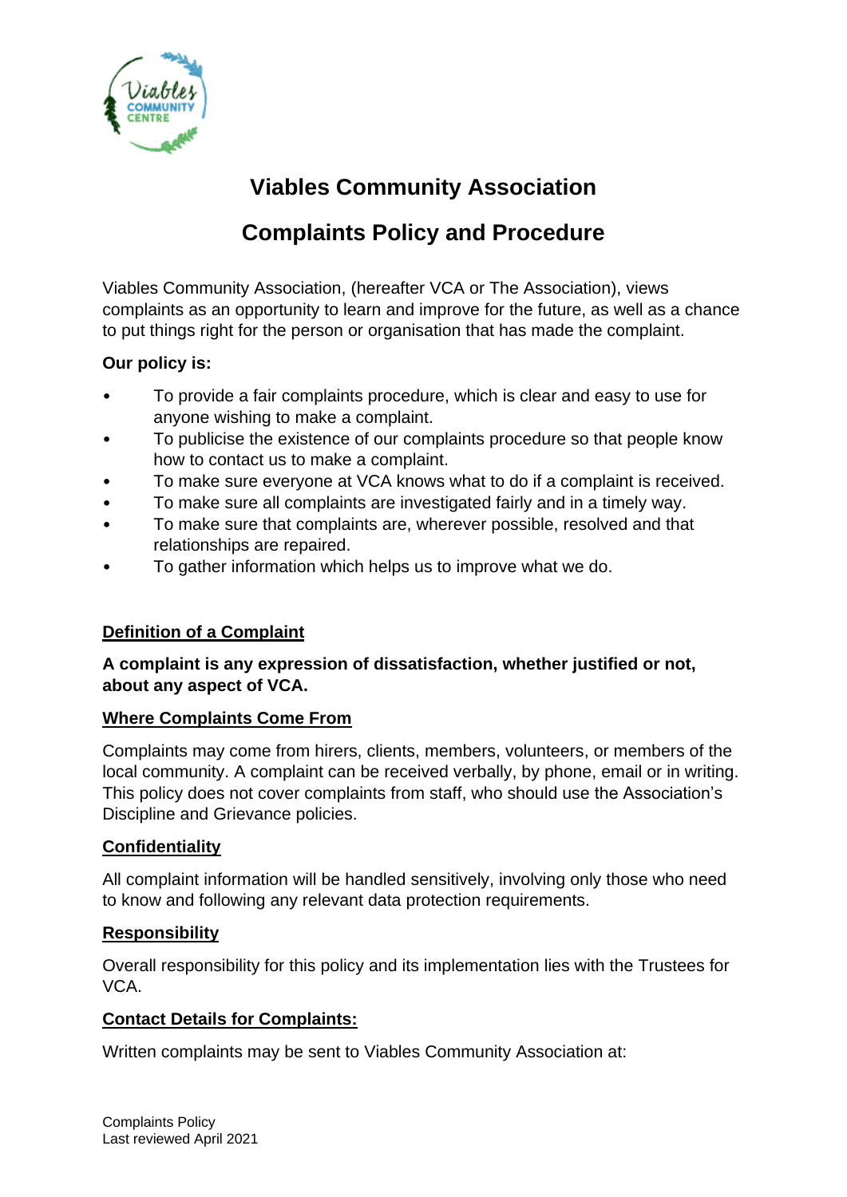# Viables Community Association

## Complaints Policy and Procedure

Viables Community Association, (hereafter VCA or The Association), views complaints as an opportunity to learn and improve for the future, as well as a chance to put things right for the person or organisation that has made the complaint.

**Our policy is:**

- To provide a fair complaints procedure, which is clear and easy to use for anyone wishing to make a complaint.
- To publicise the existence of our complaints procedure so that people know how to contact us to make a complaint.
- To make sure everyone at VCA knows what to do if a complaint is received.
- To make sure all complaints are investigated fairly and in a timely way.
- To make sure that complaints are, wherever possible, resolved and that relationships are repaired.
- To gather information which helps us to improve what we do.

### Definition of a Complaint

**A complaint is any expression of dissatisfaction, whether justified or not, about any aspect of VCA.**

### Where Complaints Come From

Complaints may come from hirers, clients, members, volunteers, or members of the local community. A complaint can be received verbally, by phone, email or in writing. This policy does not cover complaints from staff, who should use the Association's Discipline and Grievance policies.

### Confidentiality

All complaint information will be handled sensitively, involving only those who need to know and following any relevant data protection requirements.

### Responsibility

Overall responsibility for this policy and its implementation lies with the Trustees for VCA.

### Contact Details for Complaints:

Written complaints may be sent to Viables Community Association at: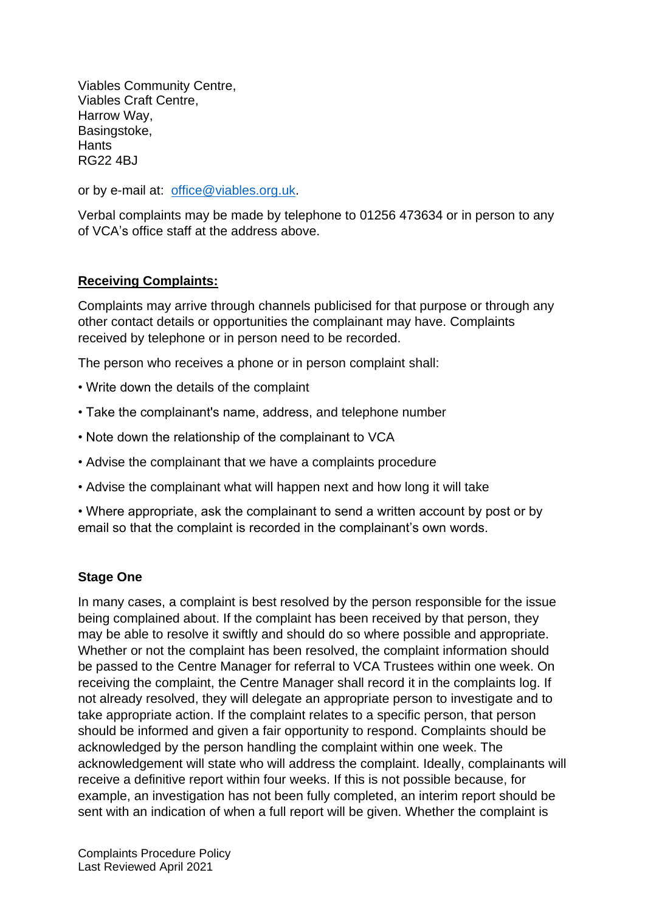Viables Community Centre,
Viables Craft Centre,
Harrow Way,
Basingstoke,
Hants
RG22 4BJ

or by e-mail at: office@viables.org.uk.

Verbal complaints may be made by telephone to 01256 473634 or in person to any of VCA's office staff at the address above.

## Receiving Complaints:

Complaints may arrive through channels publicised for that purpose or through any other contact details or opportunities the complainant may have. Complaints received by telephone or in person need to be recorded.

The person who receives a phone or in person complaint shall:

- Write down the details of the complaint
- Take the complainant's name, address, and telephone number
- Note down the relationship of the complainant to VCA
- Advise the complainant that we have a complaints procedure
- Advise the complainant what will happen next and how long it will take
- Where appropriate, ask the complainant to send a written account by post or by email so that the complaint is recorded in the complainant's own words.

### Stage One

In many cases, a complaint is best resolved by the person responsible for the issue being complained about. If the complaint has been received by that person, they may be able to resolve it swiftly and should do so where possible and appropriate. Whether or not the complaint has been resolved, the complaint information should be passed to the Centre Manager for referral to VCA Trustees within one week. On receiving the complaint, the Centre Manager shall record it in the complaints log. If not already resolved, they will delegate an appropriate person to investigate and to take appropriate action. If the complaint relates to a specific person, that person should be informed and given a fair opportunity to respond. Complaints should be acknowledged by the person handling the complaint within one week. The acknowledgement will state who will address the complaint. Ideally, complainants will receive a definitive report within four weeks. If this is not possible because, for example, an investigation has not been fully completed, an interim report should be sent with an indication of when a full report will be given. Whether the complaint is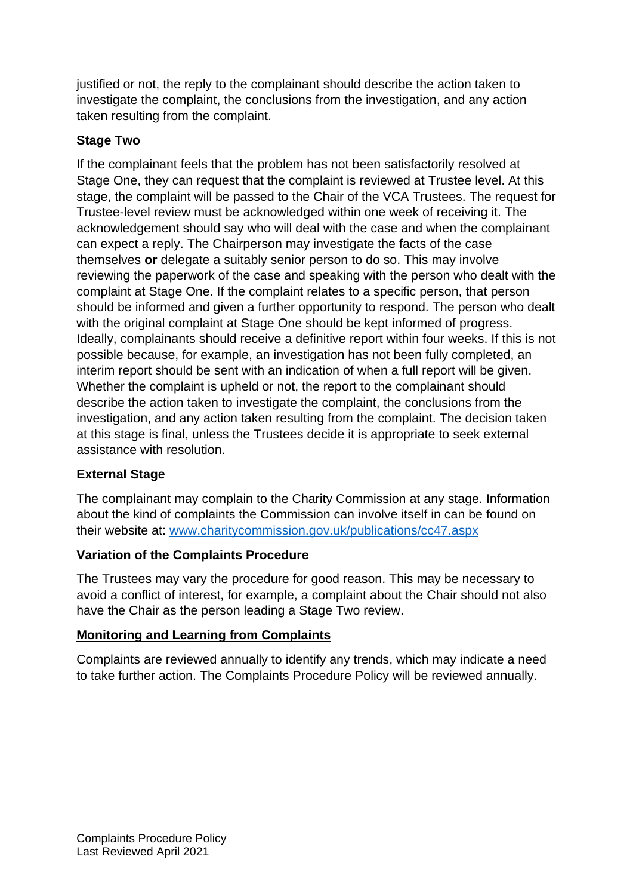justified or not, the reply to the complainant should describe the action taken to investigate the complaint, the conclusions from the investigation, and any action taken resulting from the complaint.

**Stage Two**

If the complainant feels that the problem has not been satisfactorily resolved at Stage One, they can request that the complaint is reviewed at Trustee level. At this stage, the complaint will be passed to the Chair of the VCA Trustees. The request for Trustee-level review must be acknowledged within one week of receiving it. The acknowledgement should say who will deal with the case and when the complainant can expect a reply. The Chairperson may investigate the facts of the case themselves **or** delegate a suitably senior person to do so. This may involve reviewing the paperwork of the case and speaking with the person who dealt with the complaint at Stage One. If the complaint relates to a specific person, that person should be informed and given a further opportunity to respond. The person who dealt with the original complaint at Stage One should be kept informed of progress. Ideally, complainants should receive a definitive report within four weeks. If this is not possible because, for example, an investigation has not been fully completed, an interim report should be sent with an indication of when a full report will be given. Whether the complaint is upheld or not, the report to the complainant should describe the action taken to investigate the complaint, the conclusions from the investigation, and any action taken resulting from the complaint. The decision taken at this stage is final, unless the Trustees decide it is appropriate to seek external assistance with resolution.

**External Stage**

The complainant may complain to the Charity Commission at any stage. Information about the kind of complaints the Commission can involve itself in can be found on their website at: [www.charitycommission.gov.uk/publications/cc47.aspx](www.charitycommission.gov.uk/publications/cc47.aspx)

**Variation of the Complaints Procedure**

The Trustees may vary the procedure for good reason. This may be necessary to avoid a conflict of interest, for example, a complaint about the Chair should not also have the Chair as the person leading a Stage Two review.

**Monitoring and Learning from Complaints**

Complaints are reviewed annually to identify any trends, which may indicate a need to take further action. The Complaints Procedure Policy will be reviewed annually.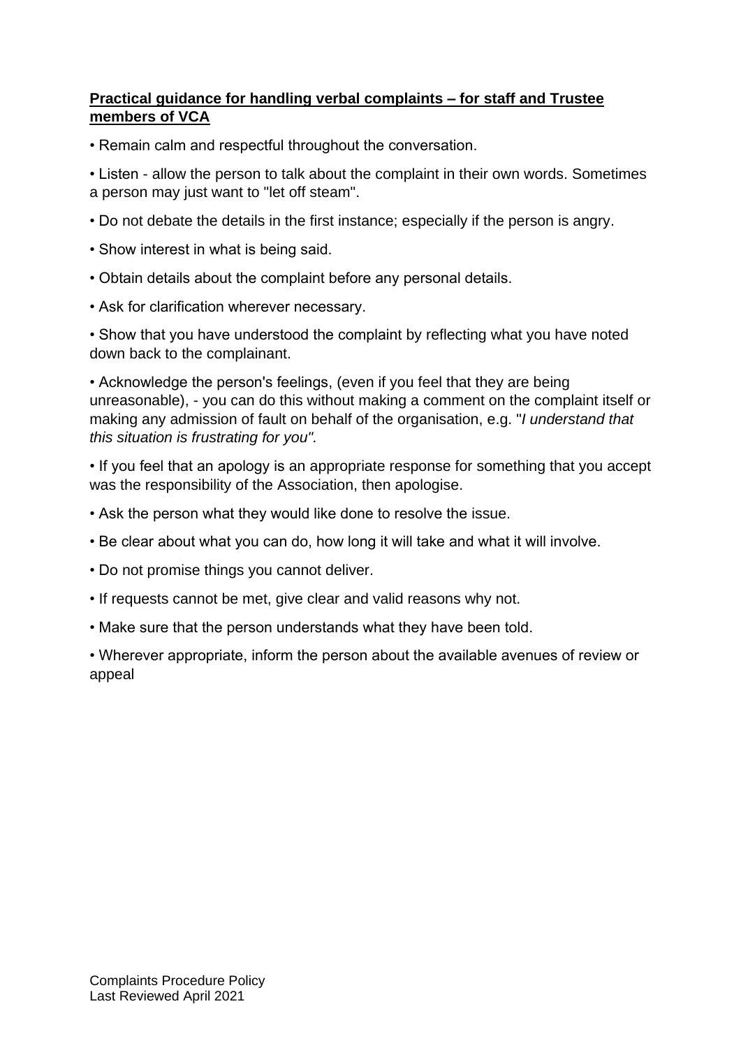**Practical guidance for handling verbal complaints – for staff and Trustee members of VCA**

- Remain calm and respectful throughout the conversation.
- Listen - allow the person to talk about the complaint in their own words. Sometimes a person may just want to "let off steam".
- Do not debate the details in the first instance; especially if the person is angry.
- Show interest in what is being said.
- Obtain details about the complaint before any personal details.
- Ask for clarification wherever necessary.
- Show that you have understood the complaint by reflecting what you have noted down back to the complainant.
- Acknowledge the person's feelings, (even if you feel that they are being unreasonable), - you can do this without making a comment on the complaint itself or making any admission of fault on behalf of the organisation, e.g. "*I understand that this situation is frustrating for you".*
- If you feel that an apology is an appropriate response for something that you accept was the responsibility of the Association, then apologise.
- Ask the person what they would like done to resolve the issue.
- Be clear about what you can do, how long it will take and what it will involve.
- Do not promise things you cannot deliver.
- If requests cannot be met, give clear and valid reasons why not.
- Make sure that the person understands what they have been told.
- Wherever appropriate, inform the person about the available avenues of review or appeal